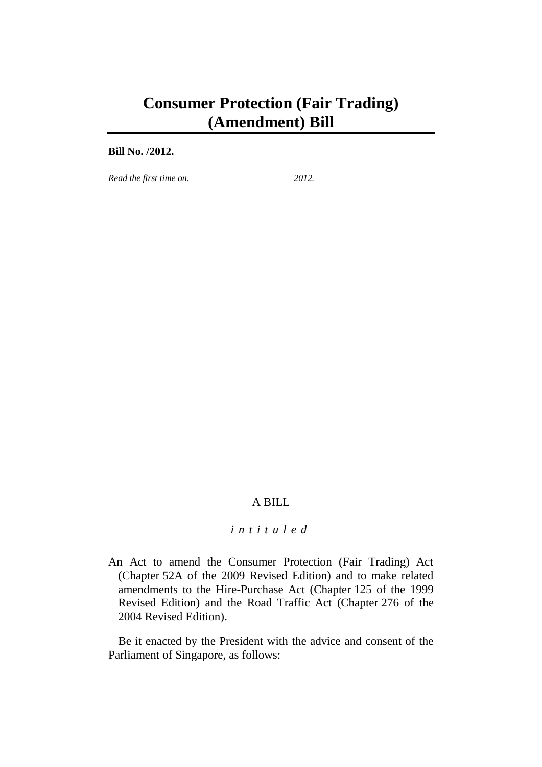# Consumer Protection (Fair Trading) (Amendment) Bill

**Bill No. /2012.**

*Read the first time on. 2012.*

A BILL

*intituled*

An Act to amend the Consumer Protection (Fair Trading) Act (Chapter 52A of the 2009 Revised Edition) and to make related amendments to the Hire-Purchase Act (Chapter 125 of the 1999 Revised Edition) and the Road Traffic Act (Chapter 276 of the 2004 Revised Edition).

Be it enacted by the President with the advice and consent of the Parliament of Singapore, as follows: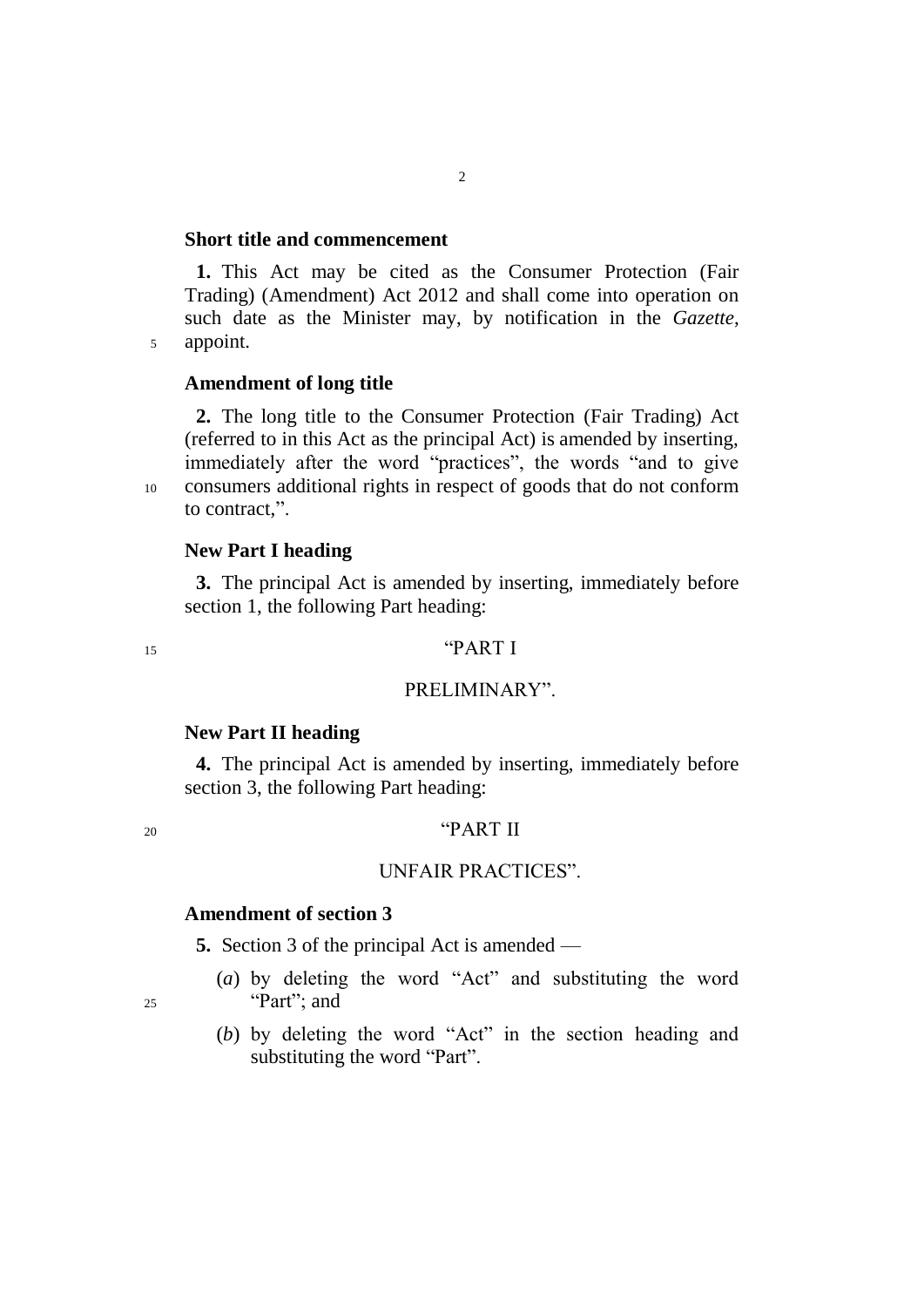**Short title and commencement**

**1.** This Act may be cited as the Consumer Protection (Fair Trading) (Amendment) Act 2012 and shall come into operation on such date as the Minister may, by notification in the *Gazette*, appoint.

**Amendment of long title**

**2.** The long title to the Consumer Protection (Fair Trading) Act (referred to in this Act as the principal Act) is amended by inserting, immediately after the word "practices", the words "and to give consumers additional rights in respect of goods that do not conform to contract,".

**New Part I heading**

**3.** The principal Act is amended by inserting, immediately before section 1, the following Part heading:

"PART I

PRELIMINARY".

**New Part II heading**

**4.** The principal Act is amended by inserting, immediately before section 3, the following Part heading:

"PART II

UNFAIR PRACTICES".

**Amendment of section 3**

**5.** Section 3 of the principal Act is amended —

(*a*) by deleting the word "Act" and substituting the word "Part"; and

(*b*) by deleting the word "Act" in the section heading and substituting the word "Part".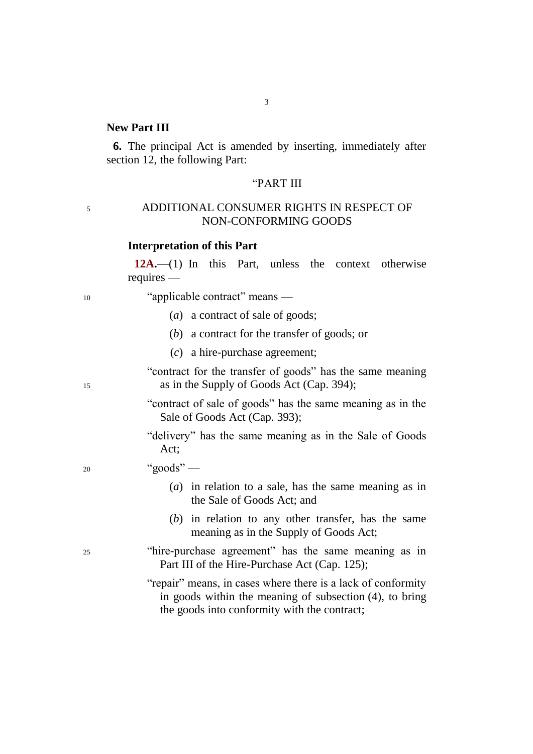**New Part III**

**6.** The principal Act is amended by inserting, immediately after section 12, the following Part:

"PART III

ADDITIONAL CONSUMER RIGHTS IN RESPECT OF NON-CONFORMING GOODS

**Interpretation of this Part**

**12A.**—(1) In this Part, unless the context otherwise requires —

"applicable contract" means —

(*a*) a contract of sale of goods;

(*b*) a contract for the transfer of goods; or

(*c*) a hire-purchase agreement;

"contract for the transfer of goods" has the same meaning as in the Supply of Goods Act (Cap. 394);

"contract of sale of goods" has the same meaning as in the Sale of Goods Act (Cap. 393);

"delivery" has the same meaning as in the Sale of Goods Act;

"goods" —

(*a*) in relation to a sale, has the same meaning as in the Sale of Goods Act; and

(*b*) in relation to any other transfer, has the same meaning as in the Supply of Goods Act;

"hire-purchase agreement" has the same meaning as in Part III of the Hire-Purchase Act (Cap. 125);

"repair" means, in cases where there is a lack of conformity in goods within the meaning of subsection (4), to bring the goods into conformity with the contract;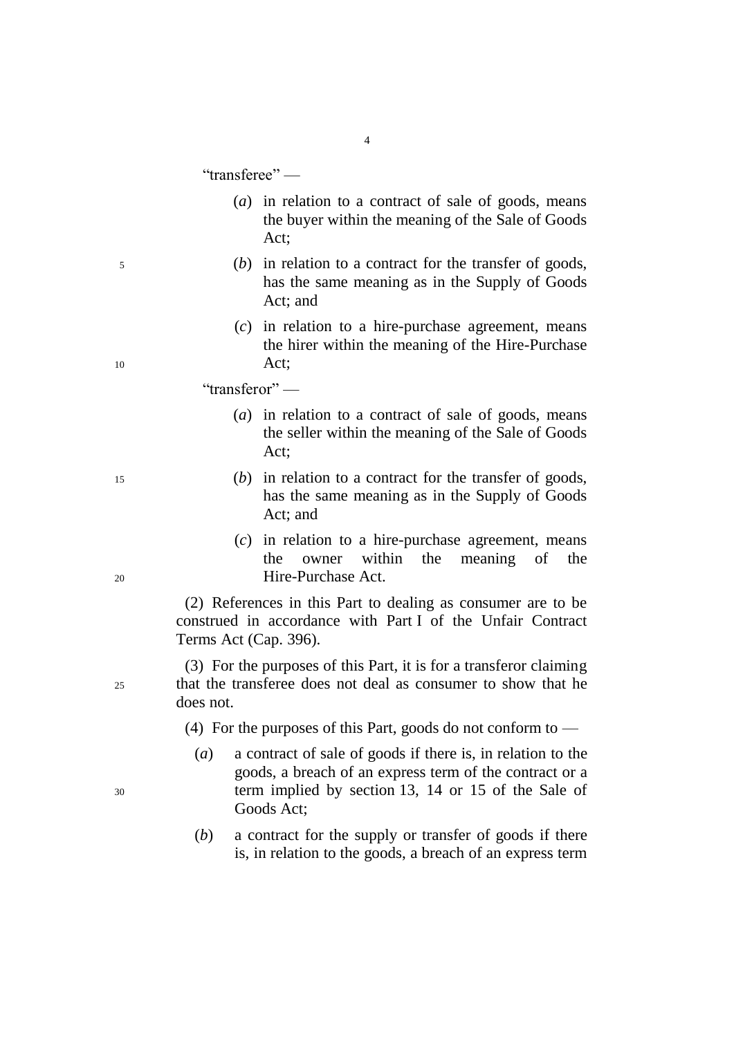"transferee" —

(*a*) in relation to a contract of sale of goods, means the buyer within the meaning of the Sale of Goods Act;

(*b*) in relation to a contract for the transfer of goods, has the same meaning as in the Supply of Goods Act; and

(*c*) in relation to a hire-purchase agreement, means the hirer within the meaning of the Hire-Purchase Act;

"transferor" —

(*a*) in relation to a contract of sale of goods, means the seller within the meaning of the Sale of Goods Act;

(*b*) in relation to a contract for the transfer of goods, has the same meaning as in the Supply of Goods Act; and

(*c*) in relation to a hire-purchase agreement, means the owner within the meaning of the Hire-Purchase Act.

(2) References in this Part to dealing as consumer are to be construed in accordance with Part I of the Unfair Contract Terms Act (Cap. 396).

(3) For the purposes of this Part, it is for a transferor claiming that the transferee does not deal as consumer to show that he does not.

(4) For the purposes of this Part, goods do not conform to —

(*a*) a contract of sale of goods if there is, in relation to the goods, a breach of an express term of the contract or a term implied by section 13, 14 or 15 of the Sale of Goods Act;

(*b*) a contract for the supply or transfer of goods if there is, in relation to the goods, a breach of an express term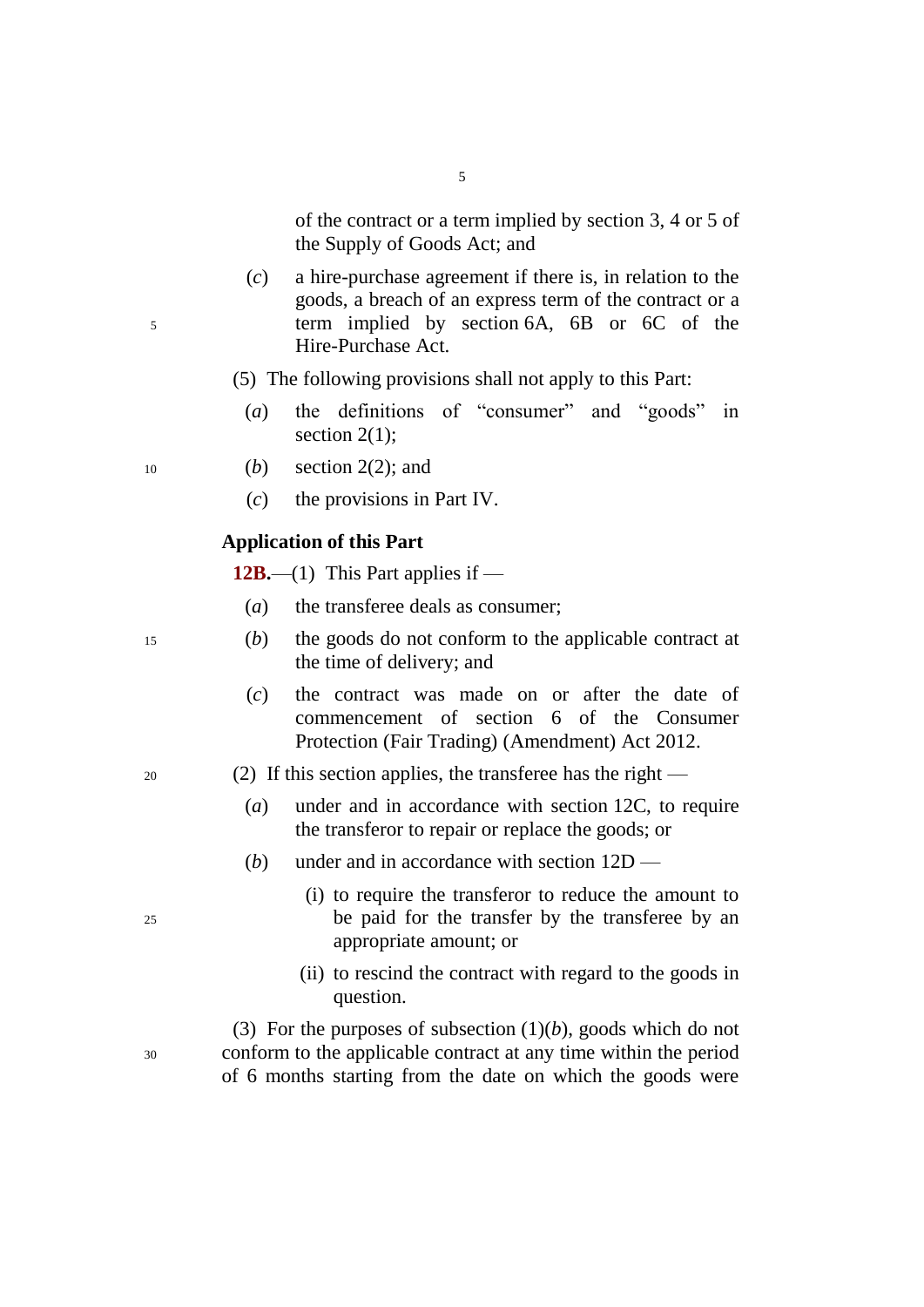of the contract or a term implied by section 3, 4 or 5 of the Supply of Goods Act; and

(*c*) a hire-purchase agreement if there is, in relation to the goods, a breach of an express term of the contract or a term implied by section 6A, 6B or 6C of the Hire-Purchase Act.

(5) The following provisions shall not apply to this Part:

(*a*) the definitions of "consumer" and "goods" in section 2(1);

(*b*) section 2(2); and

(*c*) the provisions in Part IV.

**Application of this Part**

**12B.**—(1) This Part applies if —

(*a*) the transferee deals as consumer;

(*b*) the goods do not conform to the applicable contract at the time of delivery; and

(*c*) the contract was made on or after the date of commencement of section 6 of the Consumer Protection (Fair Trading) (Amendment) Act 2012.

(2) If this section applies, the transferee has the right —

(*a*) under and in accordance with section 12C, to require the transferor to repair or replace the goods; or

(*b*) under and in accordance with section 12D —

(i) to require the transferor to reduce the amount to be paid for the transfer by the transferee by an appropriate amount; or

(ii) to rescind the contract with regard to the goods in question.

(3) For the purposes of subsection (1)(*b*), goods which do not conform to the applicable contract at any time within the period of 6 months starting from the date on which the goods were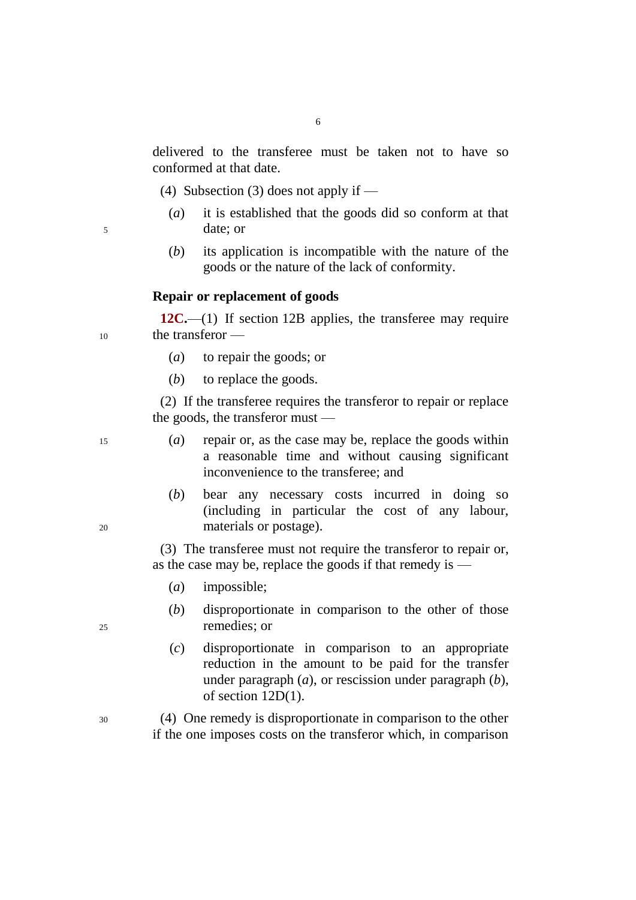delivered to the transferee must be taken not to have so conformed at that date.

(4) Subsection (3) does not apply if —

(*a*) it is established that the goods did so conform at that date; or

(*b*) its application is incompatible with the nature of the goods or the nature of the lack of conformity.

### Repair or replacement of goods

**12C.**—(1) If section 12B applies, the transferee may require the transferor —

(*a*) to repair the goods; or

(*b*) to replace the goods.

(2) If the transferee requires the transferor to repair or replace the goods, the transferor must —

(*a*) repair or, as the case may be, replace the goods within a reasonable time and without causing significant inconvenience to the transferee; and

(*b*) bear any necessary costs incurred in doing so (including in particular the cost of any labour, materials or postage).

(3) The transferee must not require the transferor to repair or, as the case may be, replace the goods if that remedy is —

(*a*) impossible;

(*b*) disproportionate in comparison to the other of those remedies; or

(*c*) disproportionate in comparison to an appropriate reduction in the amount to be paid for the transfer under paragraph (*a*), or rescission under paragraph (*b*), of section 12D(1).

(4) One remedy is disproportionate in comparison to the other if the one imposes costs on the transferor which, in comparison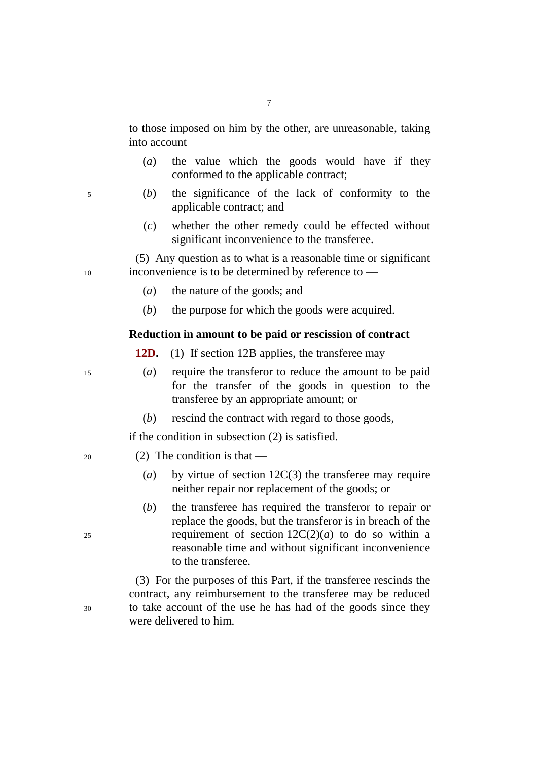to those imposed on him by the other, are unreasonable, taking into account —

(*a*) the value which the goods would have if they conformed to the applicable contract;

(*b*) the significance of the lack of conformity to the applicable contract; and

(*c*) whether the other remedy could be effected without significant inconvenience to the transferee.

(5) Any question as to what is a reasonable time or significant inconvenience is to be determined by reference to —

(*a*) the nature of the goods; and

(*b*) the purpose for which the goods were acquired.

**Reduction in amount to be paid or rescission of contract**

**12D.**—(1) If section 12B applies, the transferee may —

(*a*) require the transferor to reduce the amount to be paid for the transfer of the goods in question to the transferee by an appropriate amount; or

(*b*) rescind the contract with regard to those goods,

if the condition in subsection (2) is satisfied.

(2) The condition is that —

(*a*) by virtue of section 12C(3) the transferee may require neither repair nor replacement of the goods; or

(*b*) the transferee has required the transferor to repair or replace the goods, but the transferor is in breach of the requirement of section 12C(2)(*a*) to do so within a reasonable time and without significant inconvenience to the transferee.

(3) For the purposes of this Part, if the transferee rescinds the contract, any reimbursement to the transferee may be reduced to take account of the use he has had of the goods since they were delivered to him.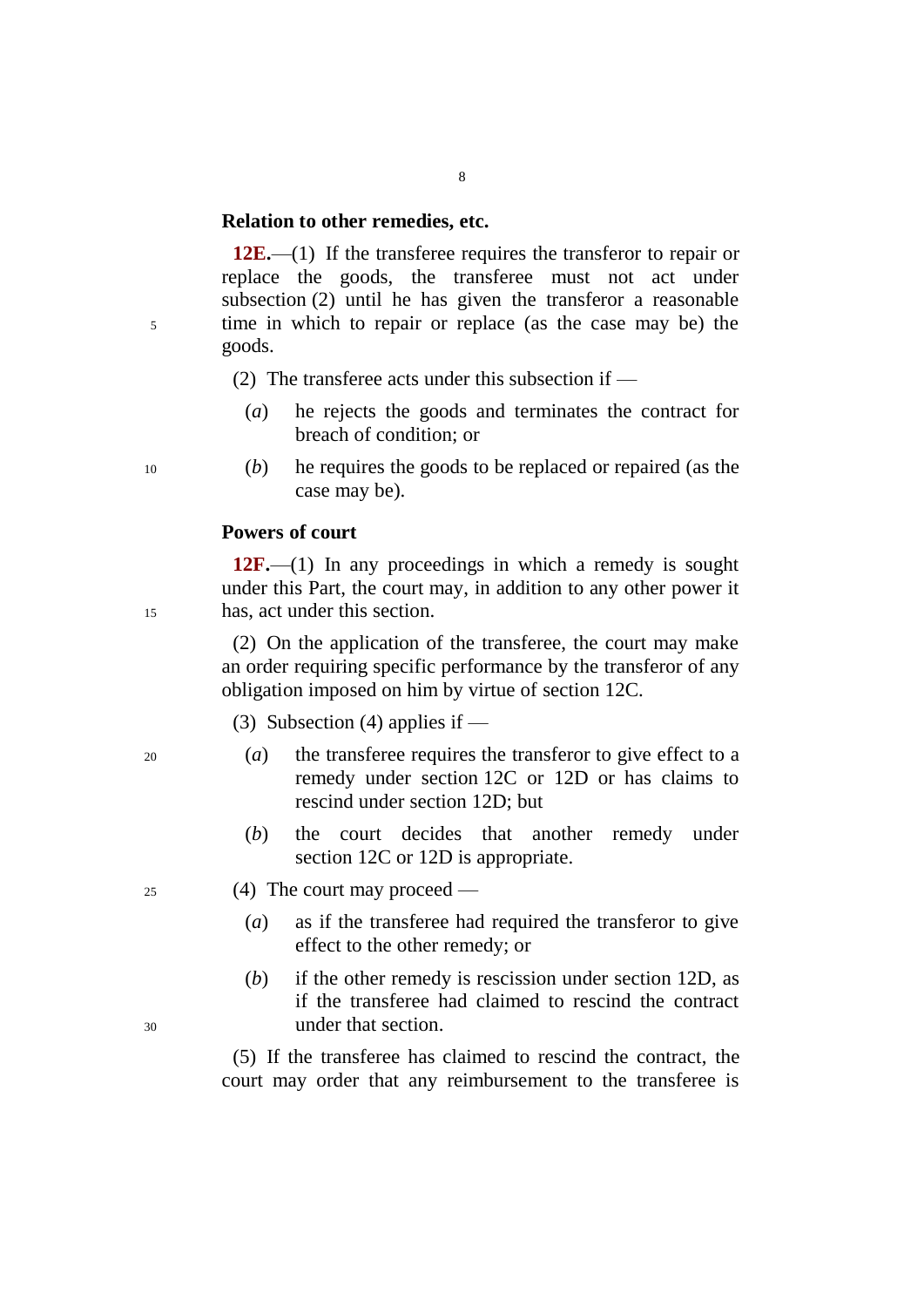**Relation to other remedies, etc.**

**12E.**—(1) If the transferee requires the transferor to repair or replace the goods, the transferee must not act under subsection (2) until he has given the transferor a reasonable time in which to repair or replace (as the case may be) the goods.

(2) The transferee acts under this subsection if —

(*a*) he rejects the goods and terminates the contract for breach of condition; or

(*b*) he requires the goods to be replaced or repaired (as the case may be).

**Powers of court**

**12F.**—(1) In any proceedings in which a remedy is sought under this Part, the court may, in addition to any other power it has, act under this section.

(2) On the application of the transferee, the court may make an order requiring specific performance by the transferor of any obligation imposed on him by virtue of section 12C.

(3) Subsection (4) applies if —

(*a*) the transferee requires the transferor to give effect to a remedy under section 12C or 12D or has claims to rescind under section 12D; but

(*b*) the court decides that another remedy under section 12C or 12D is appropriate.

(4) The court may proceed —

(*a*) as if the transferee had required the transferor to give effect to the other remedy; or

(*b*) if the other remedy is rescission under section 12D, as if the transferee had claimed to rescind the contract under that section.

(5) If the transferee has claimed to rescind the contract, the court may order that any reimbursement to the transferee is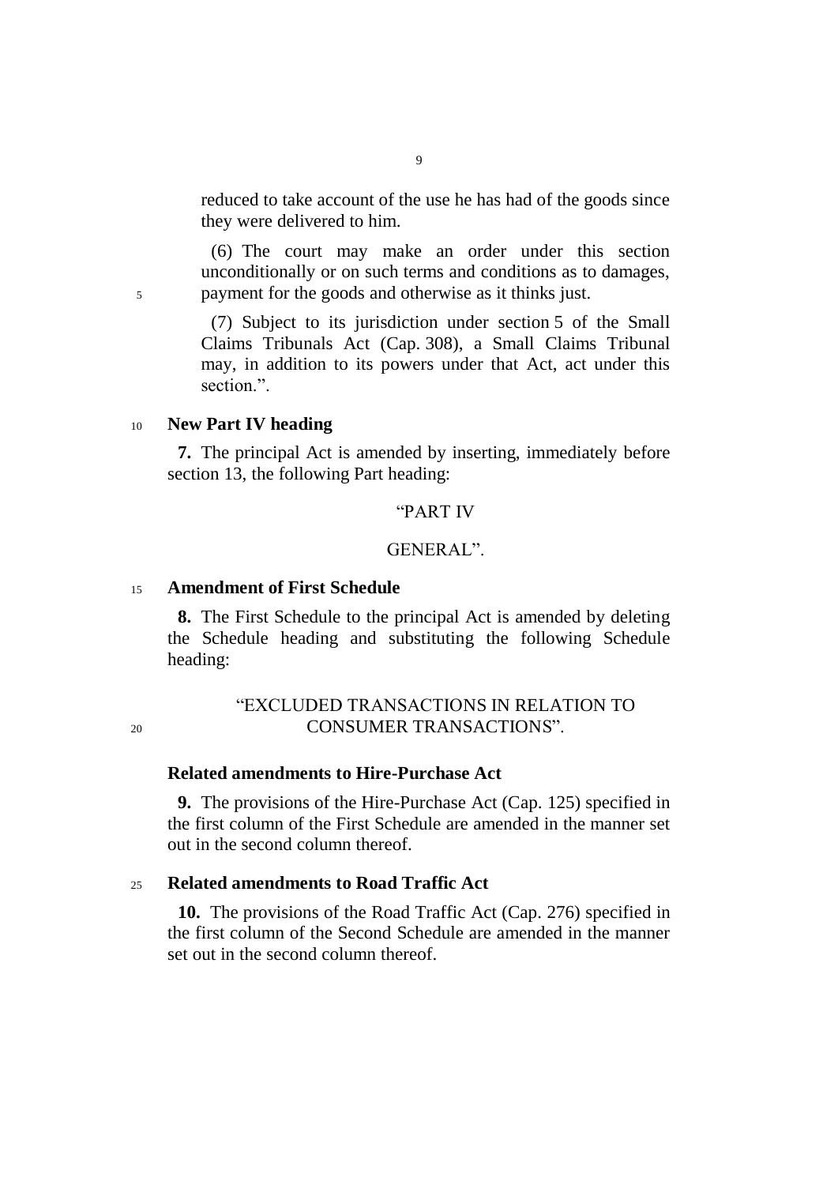reduced to take account of the use he has had of the goods since they were delivered to him.

(6) The court may make an order under this section unconditionally or on such terms and conditions as to damages, payment for the goods and otherwise as it thinks just.

(7) Subject to its jurisdiction under section 5 of the Small Claims Tribunals Act (Cap. 308), a Small Claims Tribunal may, in addition to its powers under that Act, act under this section.".

**New Part IV heading**

**7.** The principal Act is amended by inserting, immediately before section 13, the following Part heading:

"PART IV

GENERAL".

**Amendment of First Schedule**

**8.** The First Schedule to the principal Act is amended by deleting the Schedule heading and substituting the following Schedule heading:

"EXCLUDED TRANSACTIONS IN RELATION TO CONSUMER TRANSACTIONS".

**Related amendments to Hire-Purchase Act**

**9.** The provisions of the Hire-Purchase Act (Cap. 125) specified in the first column of the First Schedule are amended in the manner set out in the second column thereof.

**Related amendments to Road Traffic Act**

**10.** The provisions of the Road Traffic Act (Cap. 276) specified in the first column of the Second Schedule are amended in the manner set out in the second column thereof.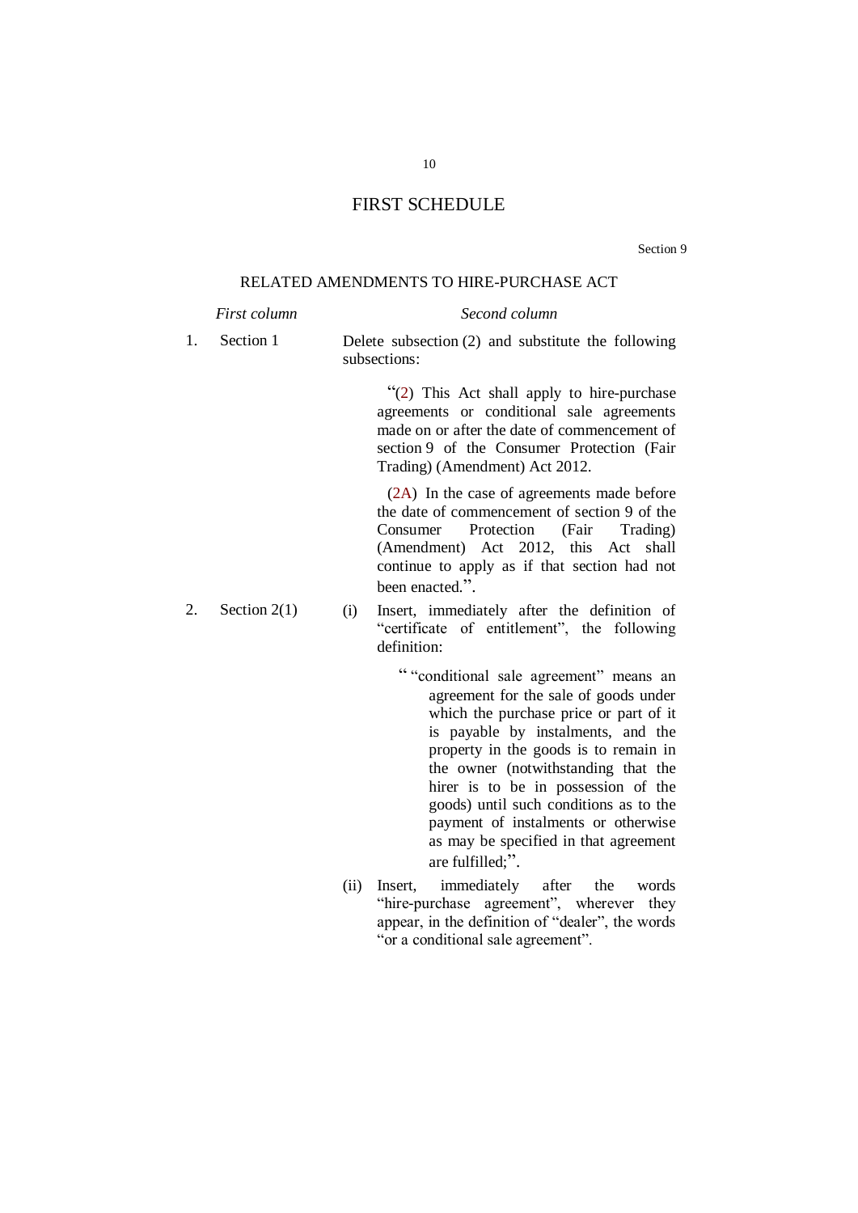# FIRST SCHEDULE

Section 9

## RELATED AMENDMENTS TO HIRE-PURCHASE ACT

| | *First column* | *Second column* |
|---|---|---|
| 1. | Section 1 | Delete subsection (2) and substitute the following subsections:<br><br>"(2) This Act shall apply to hire-purchase agreements or conditional sale agreements made on or after the date of commencement of section 9 of the Consumer Protection (Fair Trading) (Amendment) Act 2012.<br><br>(2A) In the case of agreements made before the date of commencement of section 9 of the Consumer Protection (Fair Trading) (Amendment) Act 2012, this Act shall continue to apply as if that section had not been enacted.". |
| 2. | Section 2(1) | (i) Insert, immediately after the definition of "certificate of entitlement", the following definition:<br><br>" "conditional sale agreement" means an agreement for the sale of goods under which the purchase price or part of it is payable by instalments, and the property in the goods is to remain in the owner (notwithstanding that the hirer is to be in possession of the goods) until such conditions as to the payment of instalments or otherwise as may be specified in that agreement are fulfilled;".<br><br>(ii) Insert, immediately after the words "hire-purchase agreement", wherever they appear, in the definition of "dealer", the words "or a conditional sale agreement". |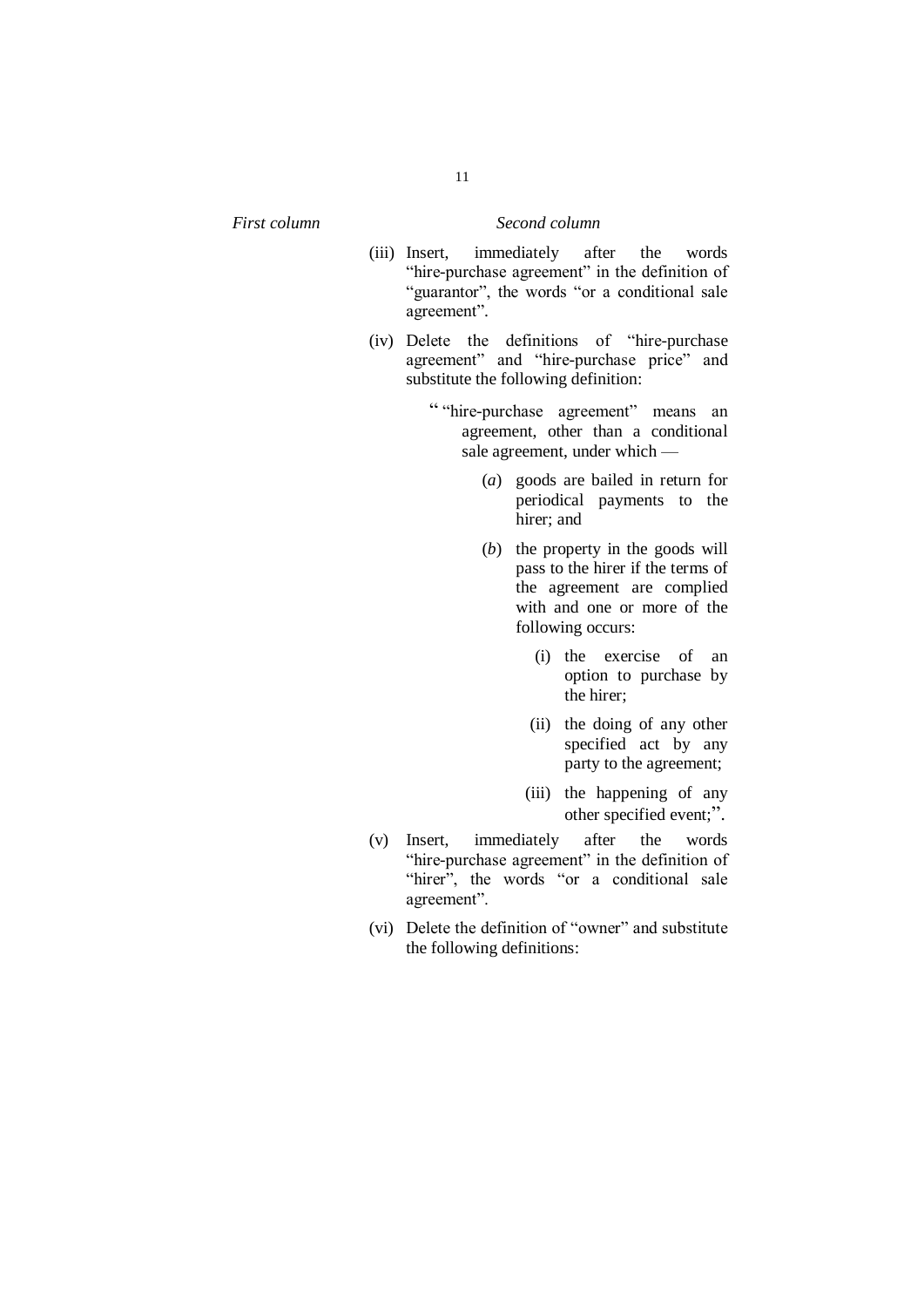*First column* *Second column*

(iii) Insert, immediately after the words "hire-purchase agreement" in the definition of "guarantor", the words "or a conditional sale agreement".

(iv) Delete the definitions of "hire-purchase agreement" and "hire-purchase price" and substitute the following definition:

> " "hire-purchase agreement" means an agreement, other than a conditional sale agreement, under which —
>
> (*a*) goods are bailed in return for periodical payments to the hirer; and
>
> (*b*) the property in the goods will pass to the hirer if the terms of the agreement are complied with and one or more of the following occurs:
>
> (i) the exercise of an option to purchase by the hirer;
>
> (ii) the doing of any other specified act by any party to the agreement;
>
> (iii) the happening of any other specified event;".

(v) Insert, immediately after the words "hire-purchase agreement" in the definition of "hirer", the words "or a conditional sale agreement".

(vi) Delete the definition of "owner" and substitute the following definitions: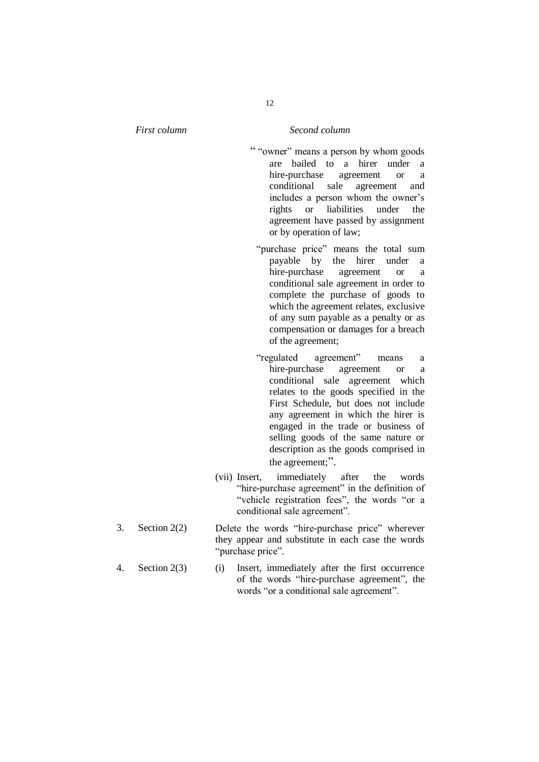| | First column | Second column |
|---|---|---|
| | | " "owner" means a person by whom goods are bailed to a hirer under a hire-purchase agreement or a conditional sale agreement and includes a person whom the owner's rights or liabilities under the agreement have passed by assignment or by operation of law;<br><br>"purchase price" means the total sum payable by the hirer under a hire-purchase agreement or a conditional sale agreement in order to complete the purchase of goods to which the agreement relates, exclusive of any sum payable as a penalty or as compensation or damages for a breach of the agreement;<br><br>"regulated agreement" means a hire-purchase agreement or a conditional sale agreement which relates to the goods specified in the First Schedule, but does not include any agreement in which the hirer is engaged in the trade or business of selling goods of the same nature or description as the goods comprised in the agreement;". |
| | | (vii) Insert, immediately after the words "hire-purchase agreement" in the definition of "vehicle registration fees", the words "or a conditional sale agreement". |
| 3. | Section 2(2) | Delete the words "hire-purchase price" wherever they appear and substitute in each case the words "purchase price". |
| 4. | Section 2(3) | (i) Insert, immediately after the first occurrence of the words "hire-purchase agreement", the words "or a conditional sale agreement". |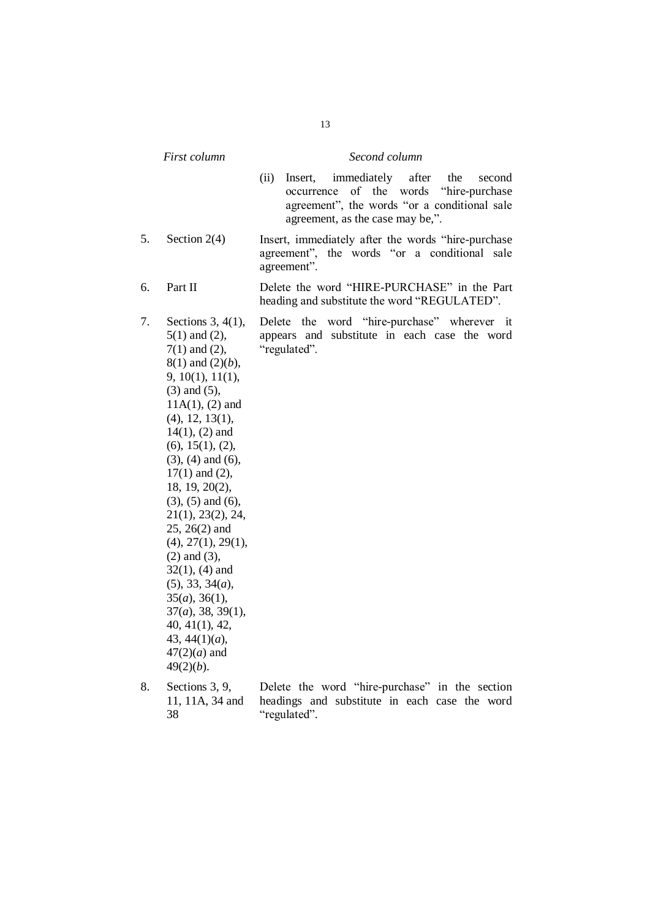| | First column | Second column |
|---|---|---|
| | | (ii) Insert, immediately after the second occurrence of the words "hire-purchase agreement", the words "or a conditional sale agreement, as the case may be,". |
| 5. | Section 2(4) | Insert, immediately after the words "hire-purchase agreement", the words "or a conditional sale agreement". |
| 6. | Part II | Delete the word "HIRE-PURCHASE" in the Part heading and substitute the word "REGULATED". |
| 7. | Sections 3, 4(1), 5(1) and (2), 7(1) and (2), 8(1) and (2)(*b*), 9, 10(1), 11(1), (3) and (5), 11A(1), (2) and (4), 12, 13(1), 14(1), (2) and (6), 15(1), (2), (3), (4) and (6), 17(1) and (2), 18, 19, 20(2), (3), (5) and (6), 21(1), 23(2), 24, 25, 26(2) and (4), 27(1), 29(1), (2) and (3), 32(1), (4) and (5), 33, 34(*a*), 35(*a*), 36(1), 37(*a*), 38, 39(1), 40, 41(1), 42, 43, 44(1)(*a*), 47(2)(*a*) and 49(2)(*b*). | Delete the word "hire-purchase" wherever it appears and substitute in each case the word "regulated". |
| 8. | Sections 3, 9, 11, 11A, 34 and 38 | Delete the word "hire-purchase" in the section headings and substitute in each case the word "regulated". |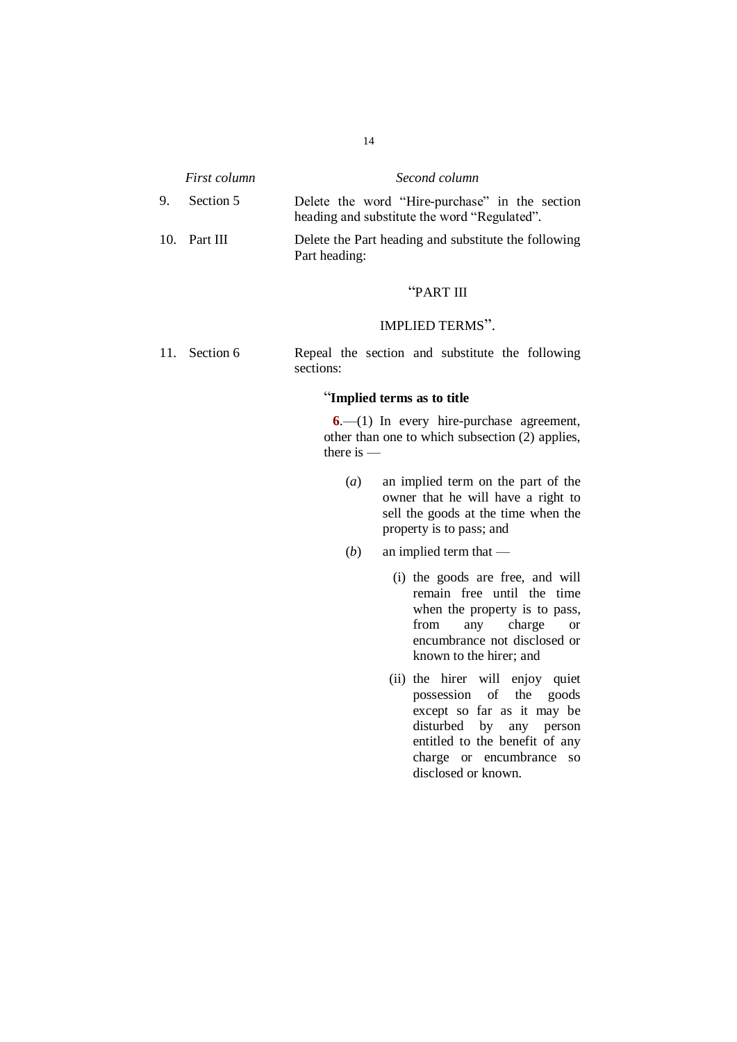| *First column* | *Second column* |
|---|---|
| 9. Section 5 | Delete the word "Hire-purchase" in the section heading and substitute the word "Regulated". |
| 10. Part III | Delete the Part heading and substitute the following Part heading: "PART III IMPLIED TERMS". |
| 11. Section 6 | Repeal the section and substitute the following sections: |

"**Implied terms as to title**

**6**.—(1) In every hire-purchase agreement, other than one to which subsection (2) applies, there is —

(*a*) an implied term on the part of the owner that he will have a right to sell the goods at the time when the property is to pass; and

(*b*) an implied term that —

(i) the goods are free, and will remain free until the time when the property is to pass, from any charge or encumbrance not disclosed or known to the hirer; and

(ii) the hirer will enjoy quiet possession of the goods except so far as it may be disturbed by any person entitled to the benefit of any charge or encumbrance so disclosed or known.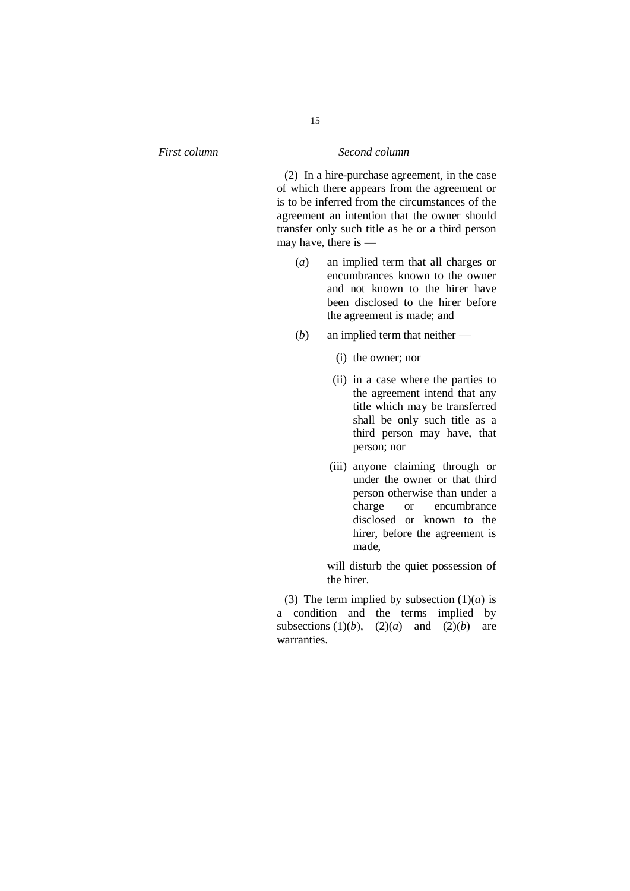*First column* *Second column*

(2) In a hire-purchase agreement, in the case of which there appears from the agreement or is to be inferred from the circumstances of the agreement an intention that the owner should transfer only such title as he or a third person may have, there is —

(*a*) an implied term that all charges or encumbrances known to the owner and not known to the hirer have been disclosed to the hirer before the agreement is made; and

(*b*) an implied term that neither —

(i) the owner; nor

(ii) in a case where the parties to the agreement intend that any title which may be transferred shall be only such title as a third person may have, that person; nor

(iii) anyone claiming through or under the owner or that third person otherwise than under a charge or encumbrance disclosed or known to the hirer, before the agreement is made,

will disturb the quiet possession of the hirer.

(3) The term implied by subsection (1)(*a*) is a condition and the terms implied by subsections (1)(*b*), (2)(*a*) and (2)(*b*) are warranties.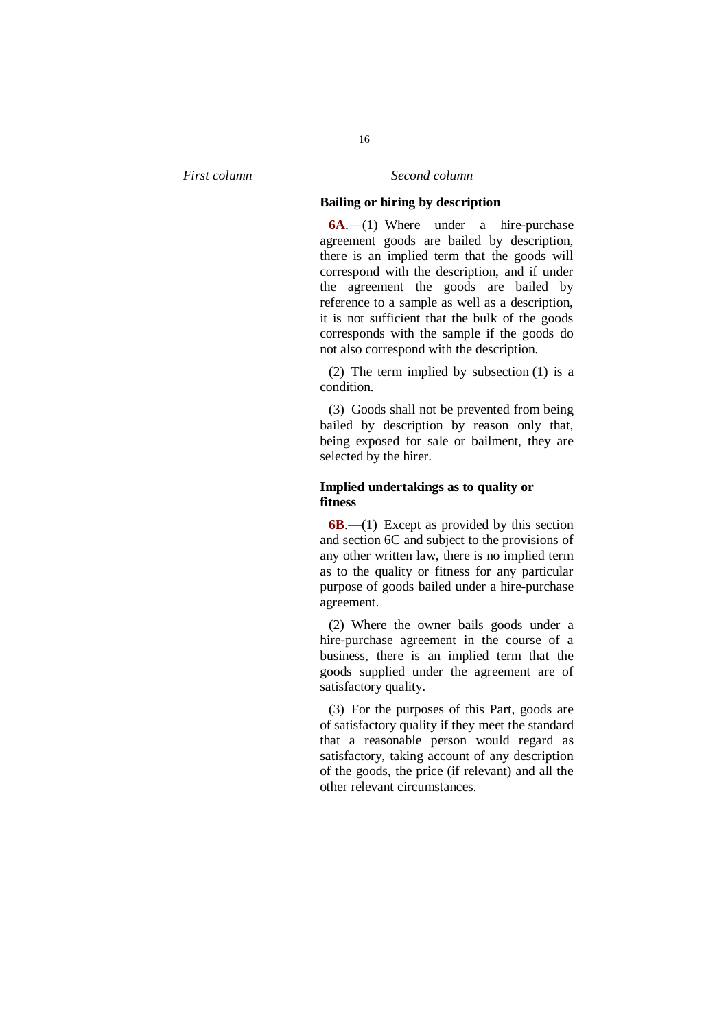*First column* *Second column*

**Bailing or hiring by description**

**6A**.—(1) Where under a hire-purchase agreement goods are bailed by description, there is an implied term that the goods will correspond with the description, and if under the agreement the goods are bailed by reference to a sample as well as a description, it is not sufficient that the bulk of the goods corresponds with the sample if the goods do not also correspond with the description.

(2) The term implied by subsection (1) is a condition.

(3) Goods shall not be prevented from being bailed by description by reason only that, being exposed for sale or bailment, they are selected by the hirer.

**Implied undertakings as to quality or fitness**

**6B**.—(1) Except as provided by this section and section 6C and subject to the provisions of any other written law, there is no implied term as to the quality or fitness for any particular purpose of goods bailed under a hire-purchase agreement.

(2) Where the owner bails goods under a hire-purchase agreement in the course of a business, there is an implied term that the goods supplied under the agreement are of satisfactory quality.

(3) For the purposes of this Part, goods are of satisfactory quality if they meet the standard that a reasonable person would regard as satisfactory, taking account of any description of the goods, the price (if relevant) and all the other relevant circumstances.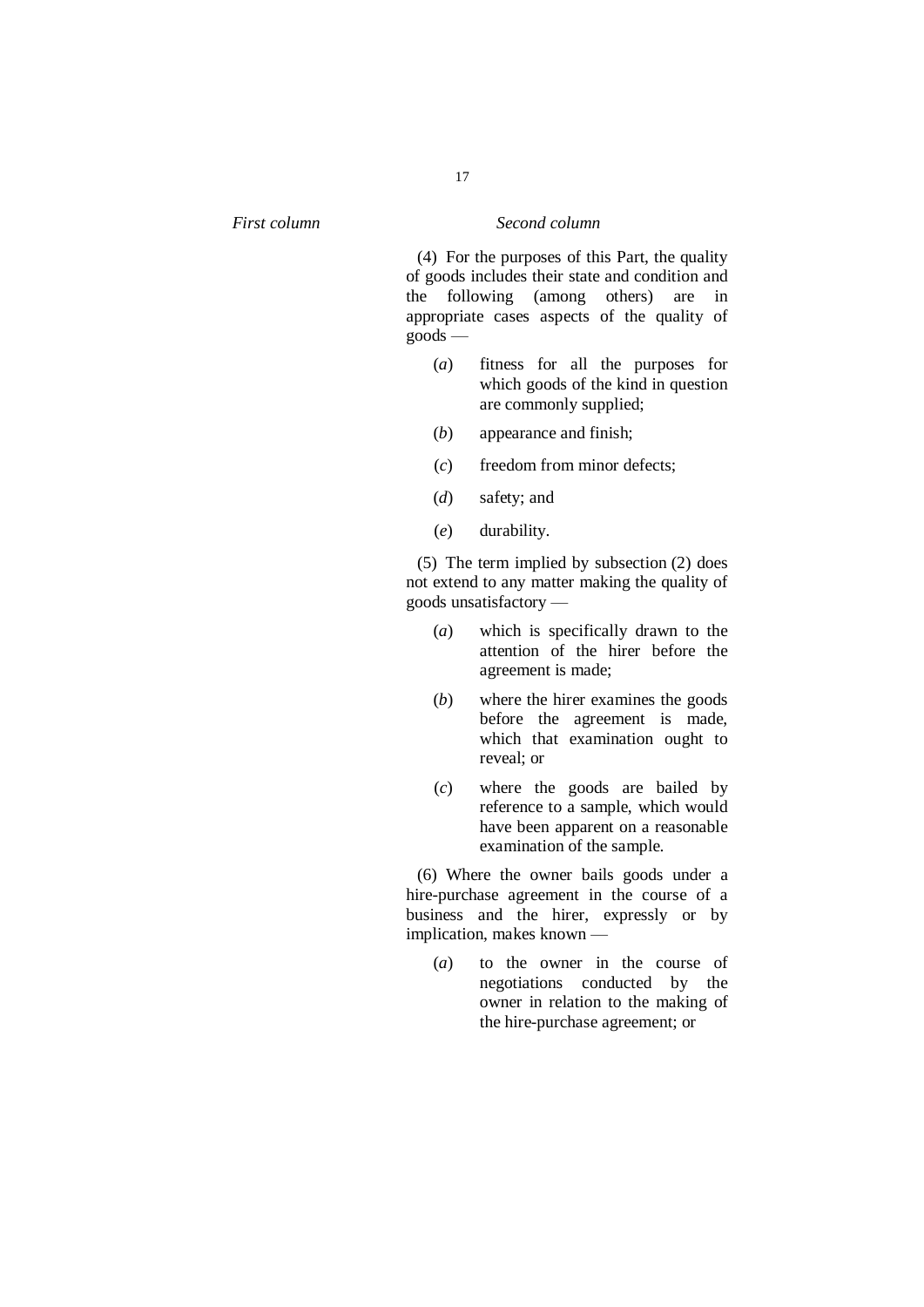*First column* *Second column*

(4) For the purposes of this Part, the quality of goods includes their state and condition and the following (among others) are in appropriate cases aspects of the quality of goods —

(*a*) fitness for all the purposes for which goods of the kind in question are commonly supplied;

(*b*) appearance and finish;

(*c*) freedom from minor defects;

(*d*) safety; and

(*e*) durability.

(5) The term implied by subsection (2) does not extend to any matter making the quality of goods unsatisfactory —

(*a*) which is specifically drawn to the attention of the hirer before the agreement is made;

(*b*) where the hirer examines the goods before the agreement is made, which that examination ought to reveal; or

(*c*) where the goods are bailed by reference to a sample, which would have been apparent on a reasonable examination of the sample.

(6) Where the owner bails goods under a hire-purchase agreement in the course of a business and the hirer, expressly or by implication, makes known —

(*a*) to the owner in the course of negotiations conducted by the owner in relation to the making of the hire-purchase agreement; or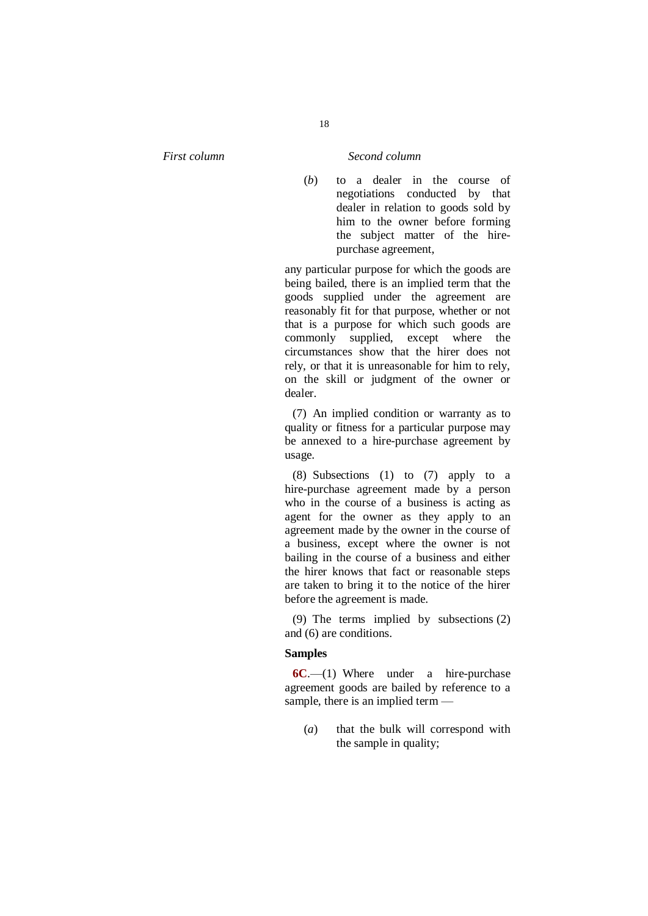*First column* *Second column*

(*b*) to a dealer in the course of negotiations conducted by that dealer in relation to goods sold by him to the owner before forming the subject matter of the hire-purchase agreement,

any particular purpose for which the goods are being bailed, there is an implied term that the goods supplied under the agreement are reasonably fit for that purpose, whether or not that is a purpose for which such goods are commonly supplied, except where the circumstances show that the hirer does not rely, or that it is unreasonable for him to rely, on the skill or judgment of the owner or dealer.

(7) An implied condition or warranty as to quality or fitness for a particular purpose may be annexed to a hire-purchase agreement by usage.

(8) Subsections (1) to (7) apply to a hire-purchase agreement made by a person who in the course of a business is acting as agent for the owner as they apply to an agreement made by the owner in the course of a business, except where the owner is not bailing in the course of a business and either the hirer knows that fact or reasonable steps are taken to bring it to the notice of the hirer before the agreement is made.

(9) The terms implied by subsections (2) and (6) are conditions.

**Samples**

**6C**.—(1) Where under a hire-purchase agreement goods are bailed by reference to a sample, there is an implied term —

(*a*) that the bulk will correspond with the sample in quality;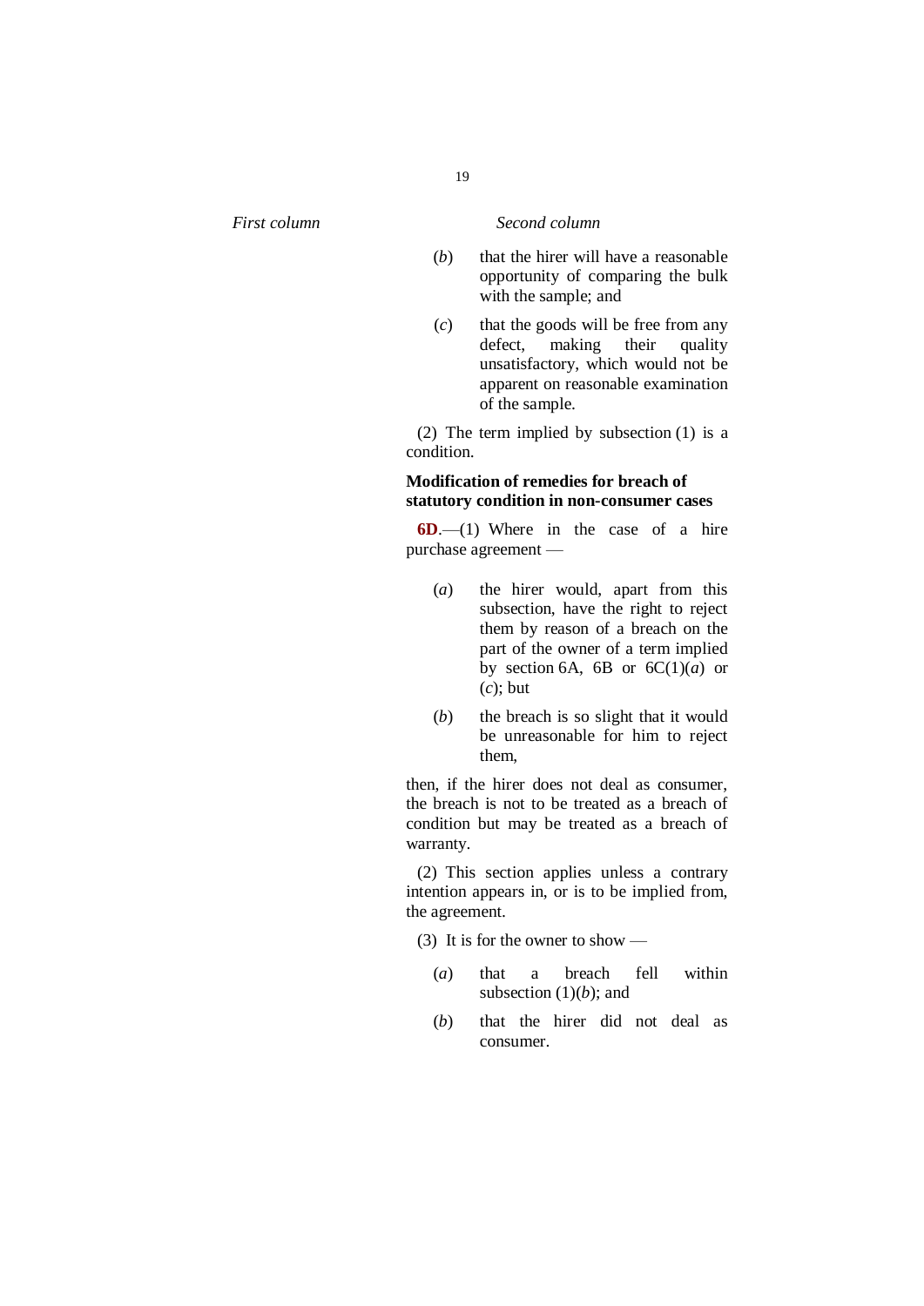*First column* *Second column*

(*b*) that the hirer will have a reasonable opportunity of comparing the bulk with the sample; and

(*c*) that the goods will be free from any defect, making their quality unsatisfactory, which would not be apparent on reasonable examination of the sample.

(2) The term implied by subsection (1) is a condition.

**Modification of remedies for breach of statutory condition in non-consumer cases**

**6D**.—(1) Where in the case of a hire purchase agreement —

(*a*) the hirer would, apart from this subsection, have the right to reject them by reason of a breach on the part of the owner of a term implied by section 6A, 6B or 6C(1)(*a*) or (*c*); but

(*b*) the breach is so slight that it would be unreasonable for him to reject them,

then, if the hirer does not deal as consumer, the breach is not to be treated as a breach of condition but may be treated as a breach of warranty.

(2) This section applies unless a contrary intention appears in, or is to be implied from, the agreement.

(3) It is for the owner to show —

(*a*) that a breach fell within subsection (1)(*b*); and

(*b*) that the hirer did not deal as consumer.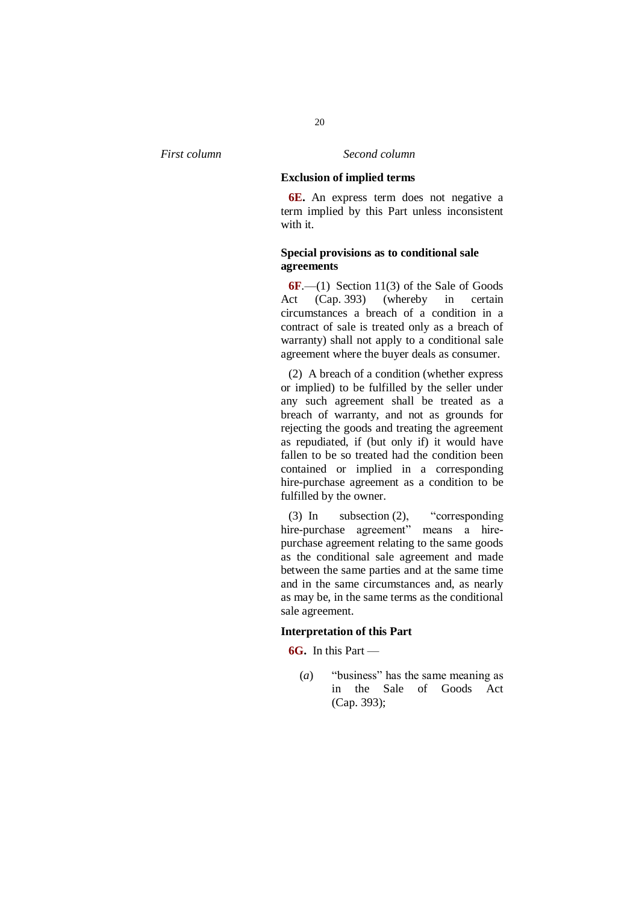*First column* *Second column*

**Exclusion of implied terms**

**6E.** An express term does not negative a term implied by this Part unless inconsistent with it.

**Special provisions as to conditional sale agreements**

**6F**.—(1) Section 11(3) of the Sale of Goods Act (Cap. 393) (whereby in certain circumstances a breach of a condition in a contract of sale is treated only as a breach of warranty) shall not apply to a conditional sale agreement where the buyer deals as consumer.

(2) A breach of a condition (whether express or implied) to be fulfilled by the seller under any such agreement shall be treated as a breach of warranty, and not as grounds for rejecting the goods and treating the agreement as repudiated, if (but only if) it would have fallen to be so treated had the condition been contained or implied in a corresponding hire-purchase agreement as a condition to be fulfilled by the owner.

(3) In subsection (2), "corresponding hire-purchase agreement" means a hire-purchase agreement relating to the same goods as the conditional sale agreement and made between the same parties and at the same time and in the same circumstances and, as nearly as may be, in the same terms as the conditional sale agreement.

**Interpretation of this Part**

**6G.** In this Part —

(*a*) "business" has the same meaning as in the Sale of Goods Act (Cap. 393);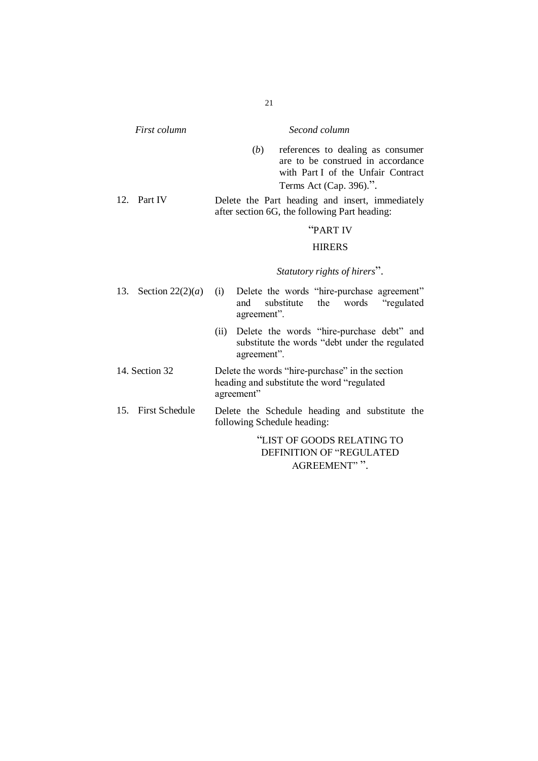| *First column* | *Second column* |
|---|---|
| | (*b*) references to dealing as consumer are to be construed in accordance with Part I of the Unfair Contract Terms Act (Cap. 396).”. |
| 12. Part IV | Delete the Part heading and insert, immediately after section 6G, the following Part heading: “PART IV HIRERS *Statutory rights of hirers*”. |
| 13. Section 22(2)(*a*) | (i) Delete the words “hire-purchase agreement” and substitute the words “regulated agreement”. |
| | (ii) Delete the words “hire-purchase debt” and substitute the words “debt under the regulated agreement”. |
| 14. Section 32 | Delete the words “hire-purchase” in the section heading and substitute the word “regulated agreement” |
| 15. First Schedule | Delete the Schedule heading and substitute the following Schedule heading: “LIST OF GOODS RELATING TO DEFINITION OF “REGULATED AGREEMENT” ”. |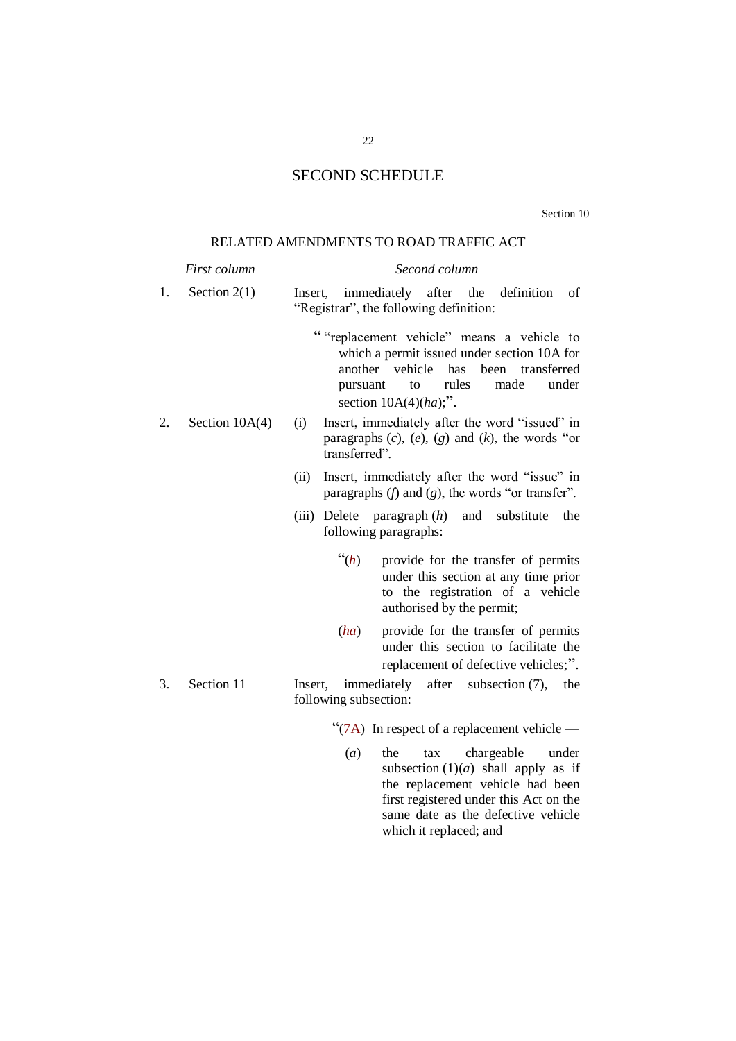# SECOND SCHEDULE

Section 10

## RELATED AMENDMENTS TO ROAD TRAFFIC ACT

| | *First column* | *Second column* |
|---|---|---|
| 1. | Section 2(1) | Insert, immediately after the definition of "Registrar", the following definition:<br><br>" "replacement vehicle" means a vehicle to which a permit issued under section 10A for another vehicle has been transferred pursuant to rules made under section 10A(4)(*ha*);". |
| 2. | Section 10A(4) | (i) Insert, immediately after the word "issued" in paragraphs (*c*), (*e*), (*g*) and (*k*), the words "or transferred".<br><br>(ii) Insert, immediately after the word "issue" in paragraphs (*f*) and (*g*), the words "or transfer".<br><br>(iii) Delete paragraph (*h*) and substitute the following paragraphs:<br><br>"(*h*) provide for the transfer of permits under this section at any time prior to the registration of a vehicle authorised by the permit;<br><br>(*ha*) provide for the transfer of permits under this section to facilitate the replacement of defective vehicles;". |
| 3. | Section 11 | Insert, immediately after subsection (7), the following subsection:<br><br>"(7A) In respect of a replacement vehicle —<br><br>(*a*) the tax chargeable under subsection (1)(*a*) shall apply as if the replacement vehicle had been first registered under this Act on the same date as the defective vehicle which it replaced; and |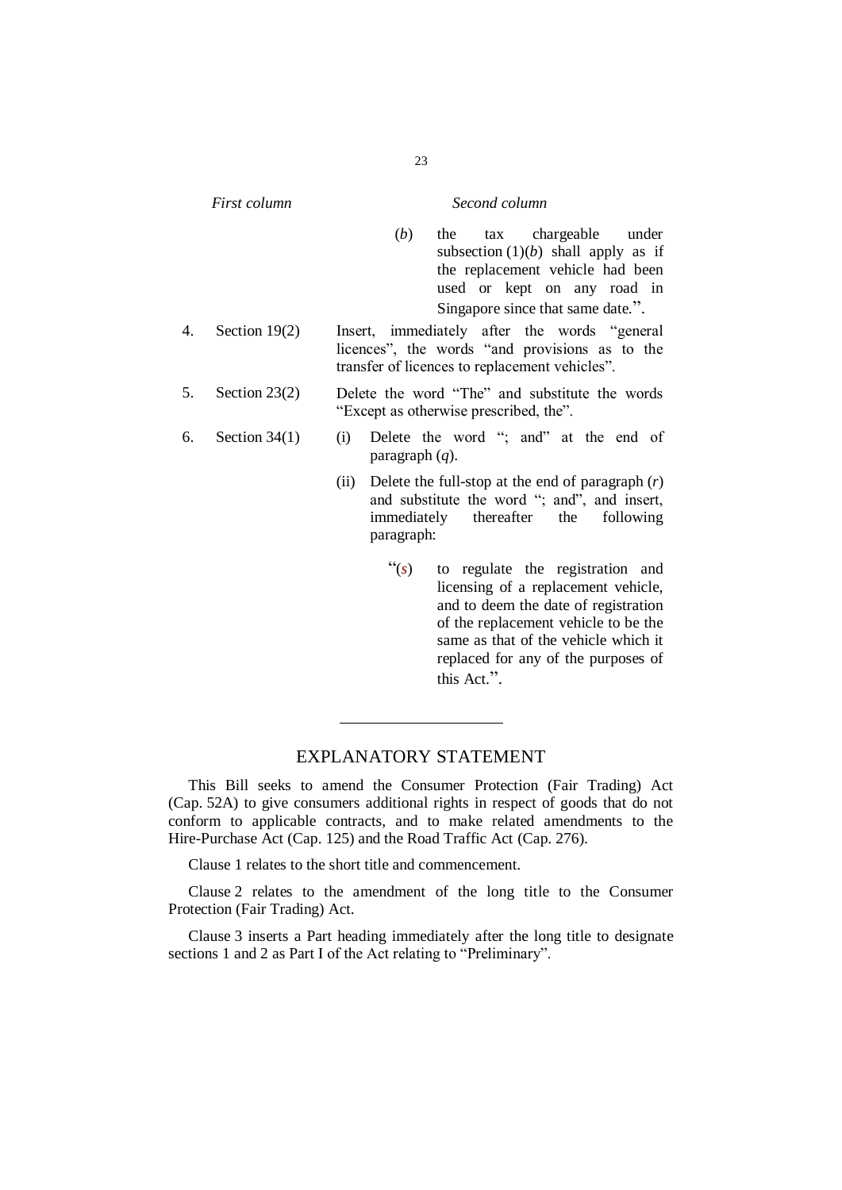| | First column | Second column |
|---|---|---|
| | | (*b*) the tax chargeable under subsection (1)(*b*) shall apply as if the replacement vehicle had been used or kept on any road in Singapore since that same date.”. |
| 4. | Section 19(2) | Insert, immediately after the words “general licences”, the words “and provisions as to the transfer of licences to replacement vehicles”. |
| 5. | Section 23(2) | Delete the word “The” and substitute the words “Except as otherwise prescribed, the”. |
| 6. | Section 34(1) | (i) Delete the word “; and” at the end of paragraph (*q*). |
| | | (ii) Delete the full-stop at the end of paragraph (*r*) and substitute the word “; and”, and insert, immediately thereafter the following paragraph: |
| | | “(*s*) to regulate the registration and licensing of a replacement vehicle, and to deem the date of registration of the replacement vehicle to be the same as that of the vehicle which it replaced for any of the purposes of this Act.”. |

---

## EXPLANATORY STATEMENT

This Bill seeks to amend the Consumer Protection (Fair Trading) Act (Cap. 52A) to give consumers additional rights in respect of goods that do not conform to applicable contracts, and to make related amendments to the Hire-Purchase Act (Cap. 125) and the Road Traffic Act (Cap. 276).

Clause 1 relates to the short title and commencement.

Clause 2 relates to the amendment of the long title to the Consumer Protection (Fair Trading) Act.

Clause 3 inserts a Part heading immediately after the long title to designate sections 1 and 2 as Part I of the Act relating to “Preliminary”.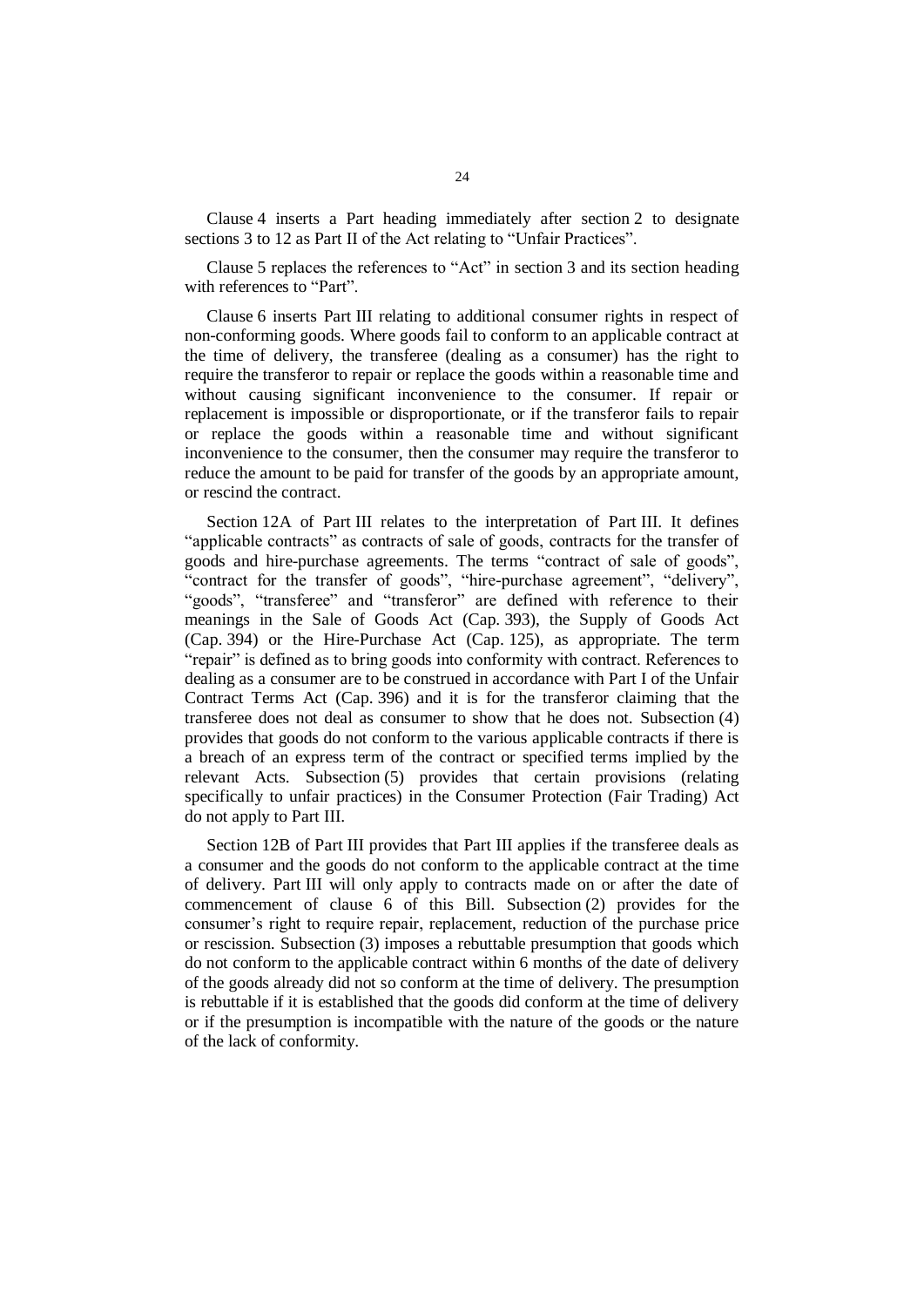Clause 4 inserts a Part heading immediately after section 2 to designate sections 3 to 12 as Part II of the Act relating to "Unfair Practices".

Clause 5 replaces the references to "Act" in section 3 and its section heading with references to "Part".

Clause 6 inserts Part III relating to additional consumer rights in respect of non-conforming goods. Where goods fail to conform to an applicable contract at the time of delivery, the transferee (dealing as a consumer) has the right to require the transferor to repair or replace the goods within a reasonable time and without causing significant inconvenience to the consumer. If repair or replacement is impossible or disproportionate, or if the transferor fails to repair or replace the goods within a reasonable time and without significant inconvenience to the consumer, then the consumer may require the transferor to reduce the amount to be paid for transfer of the goods by an appropriate amount, or rescind the contract.

Section 12A of Part III relates to the interpretation of Part III. It defines "applicable contracts" as contracts of sale of goods, contracts for the transfer of goods and hire-purchase agreements. The terms "contract of sale of goods", "contract for the transfer of goods", "hire-purchase agreement", "delivery", "goods", "transferee" and "transferor" are defined with reference to their meanings in the Sale of Goods Act (Cap. 393), the Supply of Goods Act (Cap. 394) or the Hire-Purchase Act (Cap. 125), as appropriate. The term "repair" is defined as to bring goods into conformity with contract. References to dealing as a consumer are to be construed in accordance with Part I of the Unfair Contract Terms Act (Cap. 396) and it is for the transferor claiming that the transferee does not deal as consumer to show that he does not. Subsection (4) provides that goods do not conform to the various applicable contracts if there is a breach of an express term of the contract or specified terms implied by the relevant Acts. Subsection (5) provides that certain provisions (relating specifically to unfair practices) in the Consumer Protection (Fair Trading) Act do not apply to Part III.

Section 12B of Part III provides that Part III applies if the transferee deals as a consumer and the goods do not conform to the applicable contract at the time of delivery. Part III will only apply to contracts made on or after the date of commencement of clause 6 of this Bill. Subsection (2) provides for the consumer's right to require repair, replacement, reduction of the purchase price or rescission. Subsection (3) imposes a rebuttable presumption that goods which do not conform to the applicable contract within 6 months of the date of delivery of the goods already did not so conform at the time of delivery. The presumption is rebuttable if it is established that the goods did conform at the time of delivery or if the presumption is incompatible with the nature of the goods or the nature of the lack of conformity.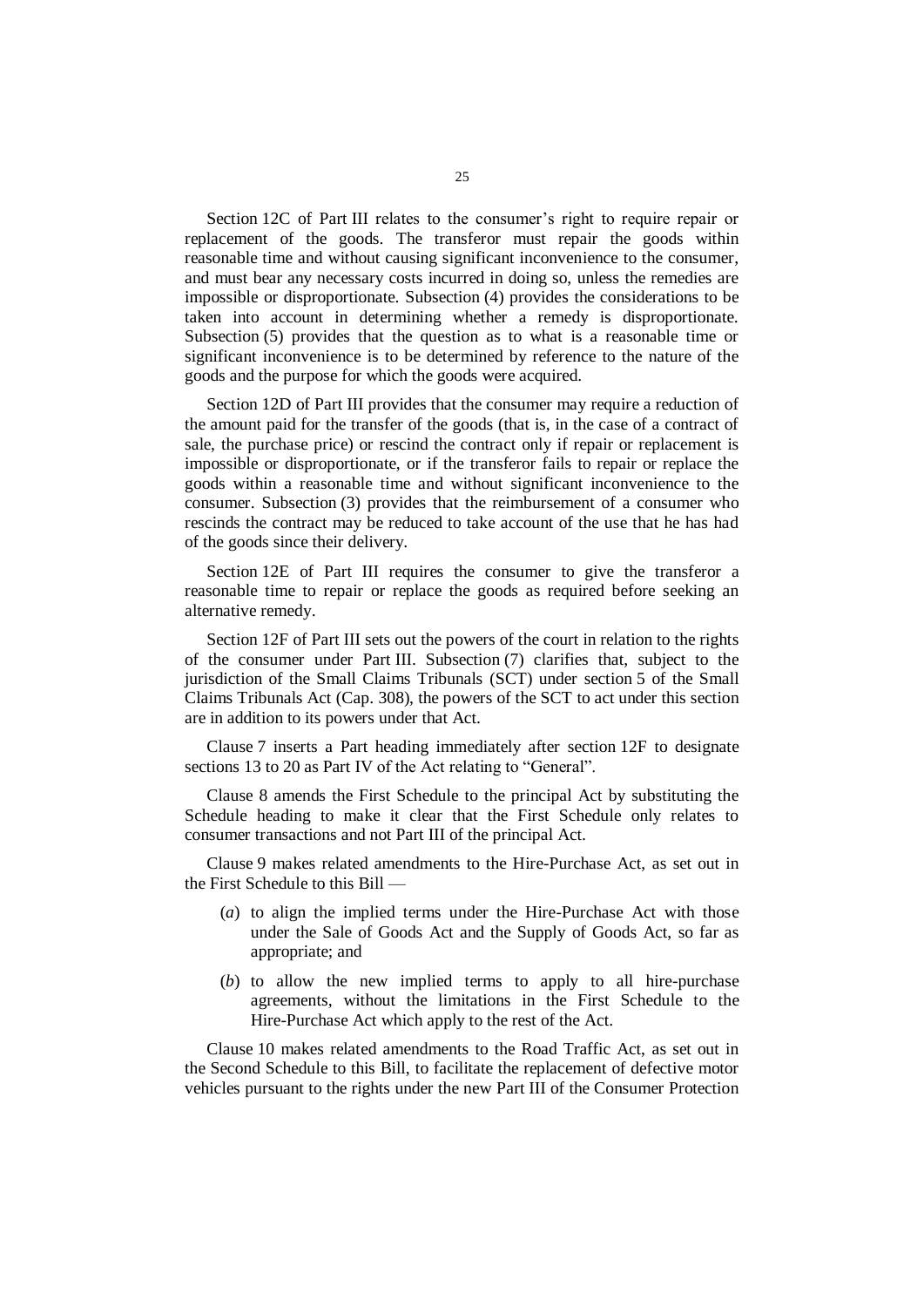Section 12C of Part III relates to the consumer's right to require repair or replacement of the goods. The transferor must repair the goods within reasonable time and without causing significant inconvenience to the consumer, and must bear any necessary costs incurred in doing so, unless the remedies are impossible or disproportionate. Subsection (4) provides the considerations to be taken into account in determining whether a remedy is disproportionate. Subsection (5) provides that the question as to what is a reasonable time or significant inconvenience is to be determined by reference to the nature of the goods and the purpose for which the goods were acquired.

Section 12D of Part III provides that the consumer may require a reduction of the amount paid for the transfer of the goods (that is, in the case of a contract of sale, the purchase price) or rescind the contract only if repair or replacement is impossible or disproportionate, or if the transferor fails to repair or replace the goods within a reasonable time and without significant inconvenience to the consumer. Subsection (3) provides that the reimbursement of a consumer who rescinds the contract may be reduced to take account of the use that he has had of the goods since their delivery.

Section 12E of Part III requires the consumer to give the transferor a reasonable time to repair or replace the goods as required before seeking an alternative remedy.

Section 12F of Part III sets out the powers of the court in relation to the rights of the consumer under Part III. Subsection (7) clarifies that, subject to the jurisdiction of the Small Claims Tribunals (SCT) under section 5 of the Small Claims Tribunals Act (Cap. 308), the powers of the SCT to act under this section are in addition to its powers under that Act.

Clause 7 inserts a Part heading immediately after section 12F to designate sections 13 to 20 as Part IV of the Act relating to "General".

Clause 8 amends the First Schedule to the principal Act by substituting the Schedule heading to make it clear that the First Schedule only relates to consumer transactions and not Part III of the principal Act.

Clause 9 makes related amendments to the Hire-Purchase Act, as set out in the First Schedule to this Bill —

- (*a*) to align the implied terms under the Hire-Purchase Act with those under the Sale of Goods Act and the Supply of Goods Act, so far as appropriate; and
- (*b*) to allow the new implied terms to apply to all hire-purchase agreements, without the limitations in the First Schedule to the Hire-Purchase Act which apply to the rest of the Act.

Clause 10 makes related amendments to the Road Traffic Act, as set out in the Second Schedule to this Bill, to facilitate the replacement of defective motor vehicles pursuant to the rights under the new Part III of the Consumer Protection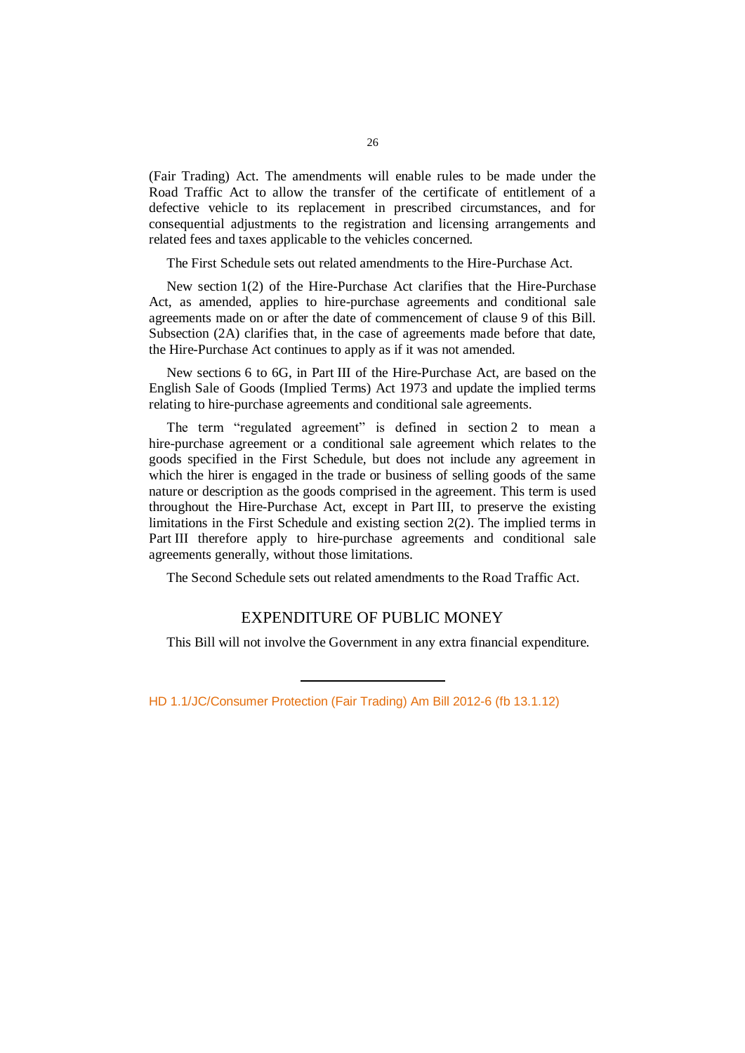(Fair Trading) Act. The amendments will enable rules to be made under the Road Traffic Act to allow the transfer of the certificate of entitlement of a defective vehicle to its replacement in prescribed circumstances, and for consequential adjustments to the registration and licensing arrangements and related fees and taxes applicable to the vehicles concerned.

The First Schedule sets out related amendments to the Hire-Purchase Act.

New section 1(2) of the Hire-Purchase Act clarifies that the Hire-Purchase Act, as amended, applies to hire-purchase agreements and conditional sale agreements made on or after the date of commencement of clause 9 of this Bill. Subsection (2A) clarifies that, in the case of agreements made before that date, the Hire-Purchase Act continues to apply as if it was not amended.

New sections 6 to 6G, in Part III of the Hire-Purchase Act, are based on the English Sale of Goods (Implied Terms) Act 1973 and update the implied terms relating to hire-purchase agreements and conditional sale agreements.

The term "regulated agreement" is defined in section 2 to mean a hire-purchase agreement or a conditional sale agreement which relates to the goods specified in the First Schedule, but does not include any agreement in which the hirer is engaged in the trade or business of selling goods of the same nature or description as the goods comprised in the agreement. This term is used throughout the Hire-Purchase Act, except in Part III, to preserve the existing limitations in the First Schedule and existing section 2(2). The implied terms in Part III therefore apply to hire-purchase agreements and conditional sale agreements generally, without those limitations.

The Second Schedule sets out related amendments to the Road Traffic Act.

## EXPENDITURE OF PUBLIC MONEY

This Bill will not involve the Government in any extra financial expenditure.

HD 1.1/JC/Consumer Protection (Fair Trading) Am Bill 2012-6 (fb 13.1.12)